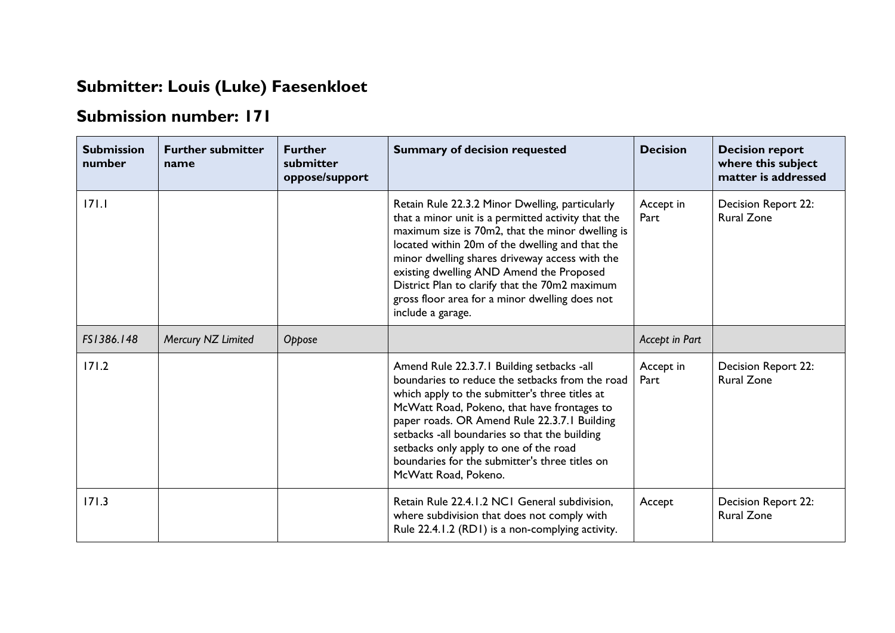## Submitter: Louis (Luke) Faesenkloet

## Submission number: 171

| Submission number | Further submitter name | Further submitter oppose/support | Summary of decision requested | Decision | Decision report where this subject matter is addressed |
|---|---|---|---|---|---|
| 171.1 | | | Retain Rule 22.3.2 Minor Dwelling, particularly that a minor unit is a permitted activity that the maximum size is 70m2, that the minor dwelling is located within 20m of the dwelling and that the minor dwelling shares driveway access with the existing dwelling AND Amend the Proposed District Plan to clarify that the 70m2 maximum gross floor area for a minor dwelling does not include a garage. | Accept in Part | Decision Report 22: Rural Zone |
| *FS1386.148* | *Mercury NZ Limited* | *Oppose* | | *Accept in Part* | |
| 171.2 | | | Amend Rule 22.3.7.1 Building setbacks -all boundaries to reduce the setbacks from the road which apply to the submitter's three titles at McWatt Road, Pokeno, that have frontages to paper roads. OR Amend Rule 22.3.7.1 Building setbacks -all boundaries so that the building setbacks only apply to one of the road boundaries for the submitter's three titles on McWatt Road, Pokeno. | Accept in Part | Decision Report 22: Rural Zone |
| 171.3 | | | Retain Rule 22.4.1.2 NC1 General subdivision, where subdivision that does not comply with Rule 22.4.1.2 (RD1) is a non-complying activity. | Accept | Decision Report 22: Rural Zone |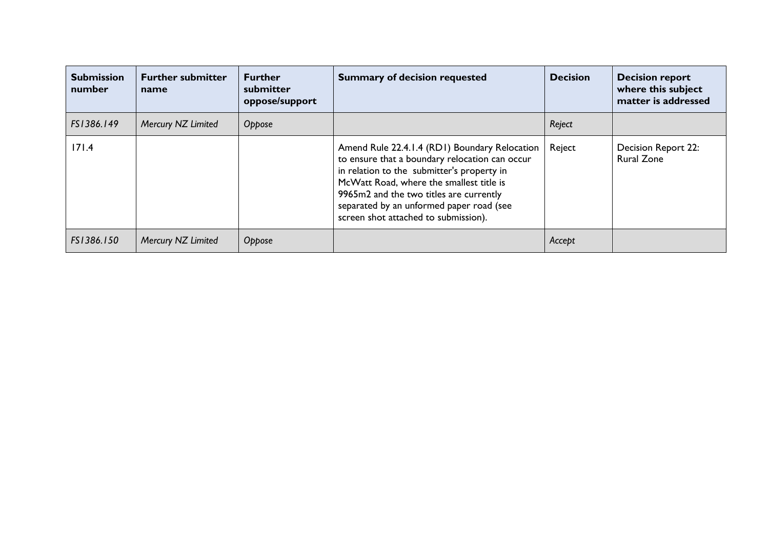| Submission number | Further submitter name | Further submitter oppose/support | Summary of decision requested | Decision | Decision report where this subject matter is addressed |
|---|---|---|---|---|---|
| *FS1386.149* | *Mercury NZ Limited* | *Oppose* | | *Reject* | |
| 171.4 | | | Amend Rule 22.4.1.4 (RD1) Boundary Relocation to ensure that a boundary relocation can occur in relation to the submitter's property in McWatt Road, where the smallest title is 9965m2 and the two titles are currently separated by an unformed paper road (see screen shot attached to submission). | Reject | Decision Report 22: Rural Zone |
| *FS1386.150* | *Mercury NZ Limited* | *Oppose* | | *Accept* | |